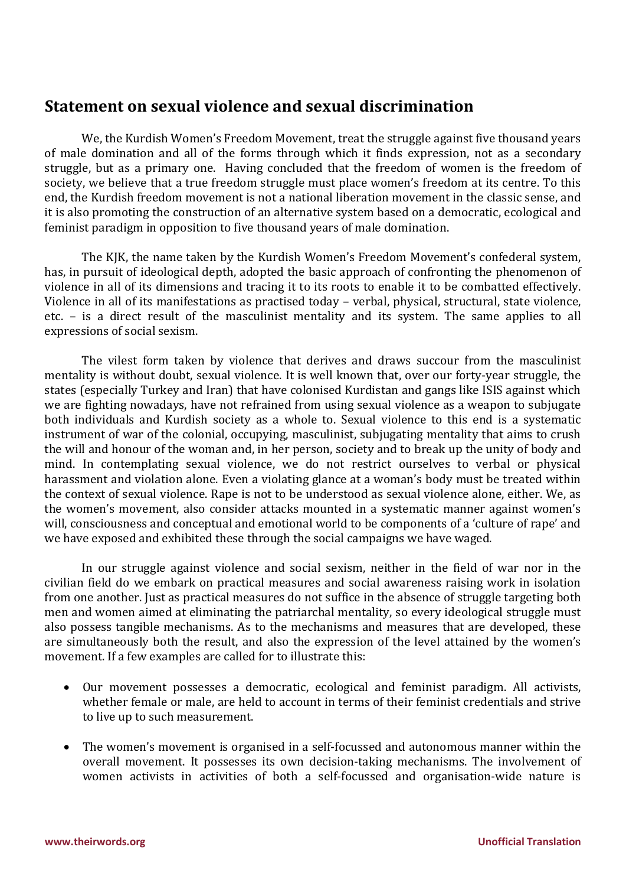## Statement on sexual violence and sexual discrimination

We, the Kurdish Women's Freedom Movement, treat the struggle against five thousand years of male domination and all of the forms through which it finds expression, not as a secondary struggle, but as a primary one. Having concluded that the freedom of women is the freedom of society, we believe that a true freedom struggle must place women's freedom at its centre. To this end, the Kurdish freedom movement is not a national liberation movement in the classic sense, and it is also promoting the construction of an alternative system based on a democratic, ecological and feminist paradigm in opposition to five thousand years of male domination.

The KJK, the name taken by the Kurdish Women's Freedom Movement's confederal system, has, in pursuit of ideological depth, adopted the basic approach of confronting the phenomenon of violence in all of its dimensions and tracing it to its roots to enable it to be combatted effectively. Violence in all of its manifestations as practised today – verbal, physical, structural, state violence, etc. – is a direct result of the masculinist mentality and its system. The same applies to all expressions of social sexism.

The vilest form taken by violence that derives and draws succour from the masculinist mentality is without doubt, sexual violence. It is well known that, over our forty-year struggle, the states (especially Turkey and Iran) that have colonised Kurdistan and gangs like ISIS against which we are fighting nowadays, have not refrained from using sexual violence as a weapon to subjugate both individuals and Kurdish society as a whole to. Sexual violence to this end is a systematic instrument of war of the colonial, occupying, masculinist, subjugating mentality that aims to crush the will and honour of the woman and, in her person, society and to break up the unity of body and mind. In contemplating sexual violence, we do not restrict ourselves to verbal or physical harassment and violation alone. Even a violating glance at a woman's body must be treated within the context of sexual violence. Rape is not to be understood as sexual violence alone, either. We, as the women's movement, also consider attacks mounted in a systematic manner against women's will, consciousness and conceptual and emotional world to be components of a 'culture of rape' and we have exposed and exhibited these through the social campaigns we have waged.

In our struggle against violence and social sexism, neither in the field of war nor in the civilian field do we embark on practical measures and social awareness raising work in isolation from one another. Just as practical measures do not suffice in the absence of struggle targeting both men and women aimed at eliminating the patriarchal mentality, so every ideological struggle must also possess tangible mechanisms. As to the mechanisms and measures that are developed, these are simultaneously both the result, and also the expression of the level attained by the women's movement. If a few examples are called for to illustrate this:

- Our movement possesses a democratic, ecological and feminist paradigm. All activists, whether female or male, are held to account in terms of their feminist credentials and strive to live up to such measurement.

- The women's movement is organised in a self-focussed and autonomous manner within the overall movement. It possesses its own decision-taking mechanisms. The involvement of women activists in activities of both a self-focussed and organisation-wide nature is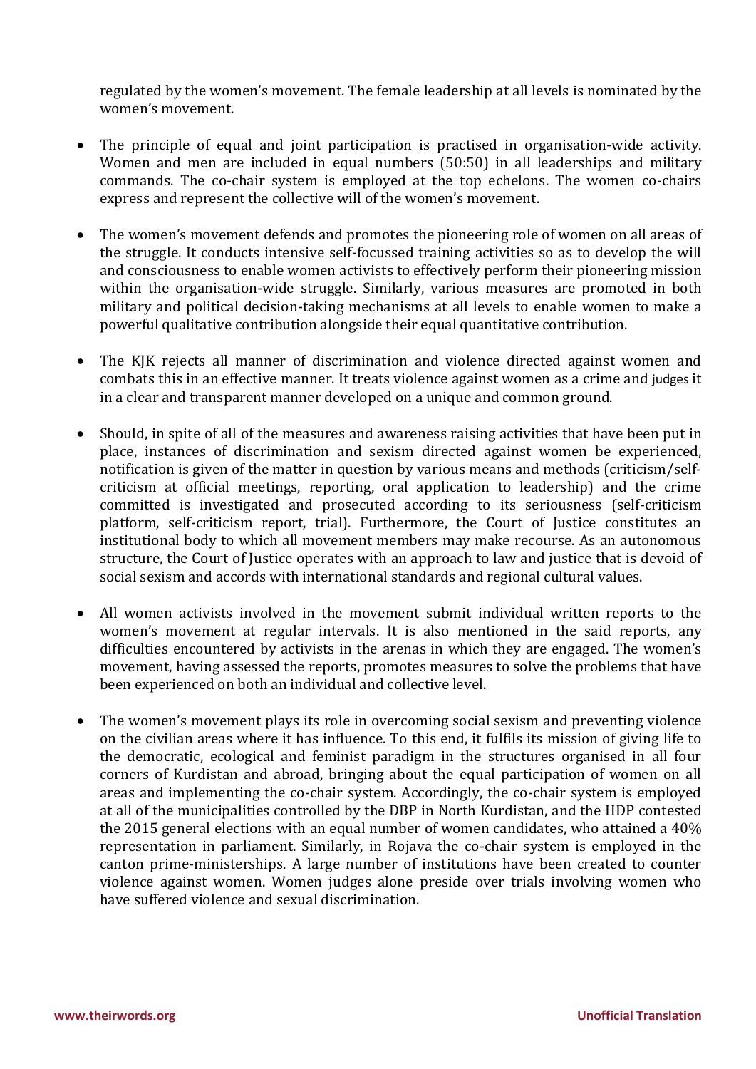regulated by the women's movement. The female leadership at all levels is nominated by the women's movement.

- The principle of equal and joint participation is practised in organisation-wide activity. Women and men are included in equal numbers (50:50) in all leaderships and military commands. The co-chair system is employed at the top echelons. The women co-chairs express and represent the collective will of the women's movement.

- The women's movement defends and promotes the pioneering role of women on all areas of the struggle. It conducts intensive self-focussed training activities so as to develop the will and consciousness to enable women activists to effectively perform their pioneering mission within the organisation-wide struggle. Similarly, various measures are promoted in both military and political decision-taking mechanisms at all levels to enable women to make a powerful qualitative contribution alongside their equal quantitative contribution.

- The KJK rejects all manner of discrimination and violence directed against women and combats this in an effective manner. It treats violence against women as a crime and judges it in a clear and transparent manner developed on a unique and common ground.

- Should, in spite of all of the measures and awareness raising activities that have been put in place, instances of discrimination and sexism directed against women be experienced, notification is given of the matter in question by various means and methods (criticism/self-criticism at official meetings, reporting, oral application to leadership) and the crime committed is investigated and prosecuted according to its seriousness (self-criticism platform, self-criticism report, trial). Furthermore, the Court of Justice constitutes an institutional body to which all movement members may make recourse. As an autonomous structure, the Court of Justice operates with an approach to law and justice that is devoid of social sexism and accords with international standards and regional cultural values.

- All women activists involved in the movement submit individual written reports to the women's movement at regular intervals. It is also mentioned in the said reports, any difficulties encountered by activists in the arenas in which they are engaged. The women's movement, having assessed the reports, promotes measures to solve the problems that have been experienced on both an individual and collective level.

- The women's movement plays its role in overcoming social sexism and preventing violence on the civilian areas where it has influence. To this end, it fulfils its mission of giving life to the democratic, ecological and feminist paradigm in the structures organised in all four corners of Kurdistan and abroad, bringing about the equal participation of women on all areas and implementing the co-chair system. Accordingly, the co-chair system is employed at all of the municipalities controlled by the DBP in North Kurdistan, and the HDP contested the 2015 general elections with an equal number of women candidates, who attained a 40% representation in parliament. Similarly, in Rojava the co-chair system is employed in the canton prime-ministerships. A large number of institutions have been created to counter violence against women. Women judges alone preside over trials involving women who have suffered violence and sexual discrimination.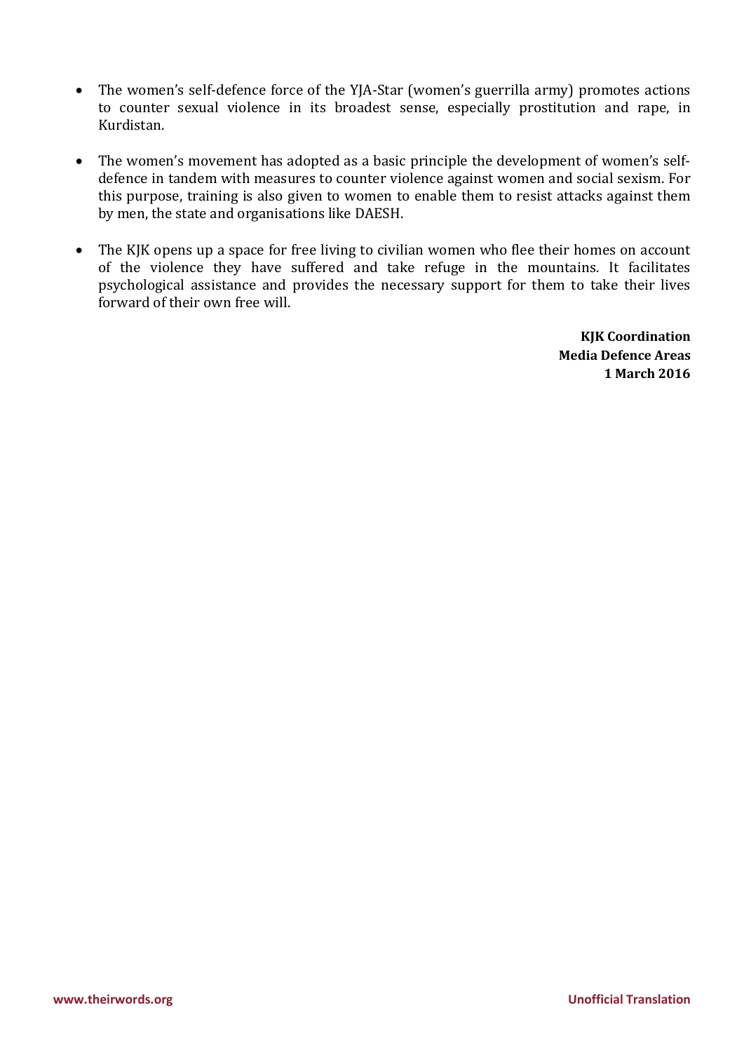- The women's self-defence force of the YJA-Star (women's guerrilla army) promotes actions to counter sexual violence in its broadest sense, especially prostitution and rape, in Kurdistan.

- The women's movement has adopted as a basic principle the development of women's self-defence in tandem with measures to counter violence against women and social sexism. For this purpose, training is also given to women to enable them to resist attacks against them by men, the state and organisations like DAESH.

- The KJK opens up a space for free living to civilian women who flee their homes on account of the violence they have suffered and take refuge in the mountains. It facilitates psychological assistance and provides the necessary support for them to take their lives forward of their own free will.

**KJK Coordination**
**Media Defence Areas**
**1 March 2016**